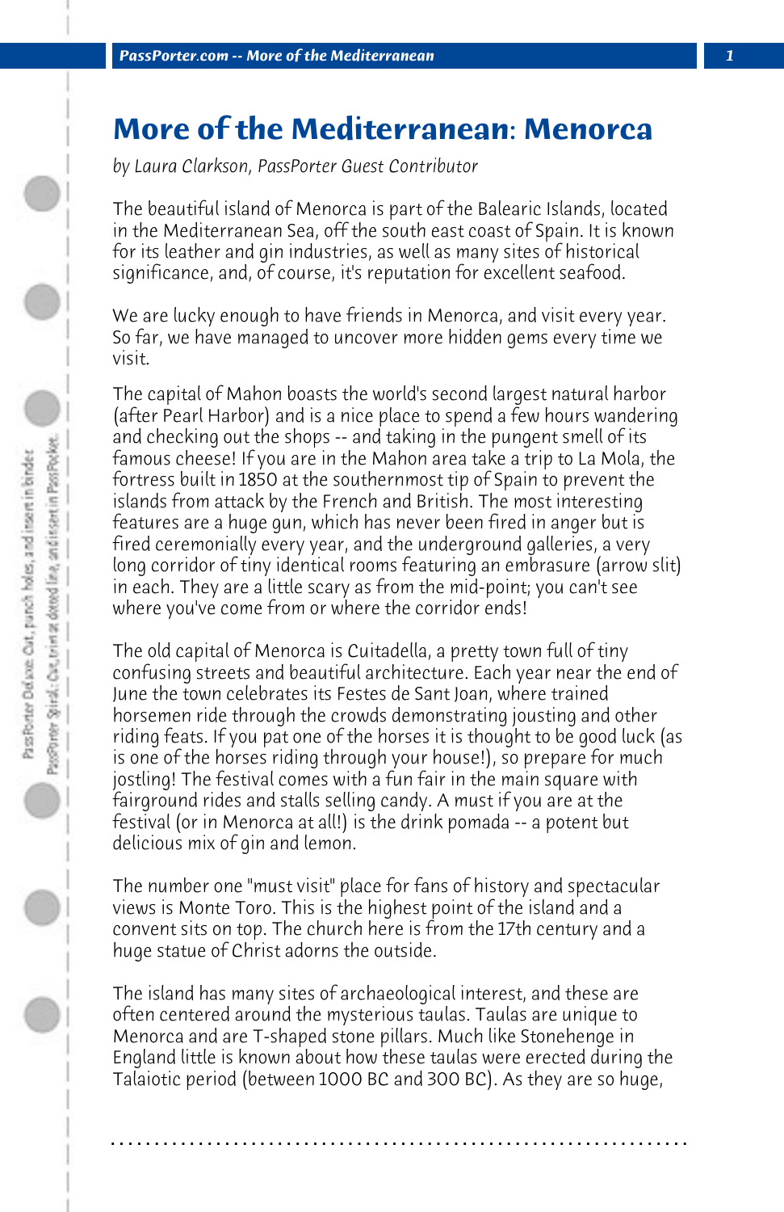# More of the Mediterranean: Menorca

*by Laura Clarkson, PassPorter Guest Contributor*

The beautiful island of Menorca is part of the Balearic Islands, located in the Mediterranean Sea, off the south east coast of Spain. It is known for its leather and gin industries, as well as many sites of historical significance, and, of course, it's reputation for excellent seafood.

We are lucky enough to have friends in Menorca, and visit every year. So far, we have managed to uncover more hidden gems every time we visit.

The capital of Mahon boasts the world's second largest natural harbor (after Pearl Harbor) and is a nice place to spend a few hours wandering and checking out the shops -- and taking in the pungent smell of its famous cheese! If you are in the Mahon area take a trip to La Mola, the fortress built in 1850 at the southernmost tip of Spain to prevent the islands from attack by the French and British. The most interesting features are a huge gun, which has never been fired in anger but is fired ceremonially every year, and the underground galleries, a very long corridor of tiny identical rooms featuring an embrasure (arrow slit) in each. They are a little scary as from the mid-point; you can't see where you've come from or where the corridor ends!

The old capital of Menorca is Cuitadella, a pretty town full of tiny confusing streets and beautiful architecture. Each year near the end of June the town celebrates its Festes de Sant Joan, where trained horsemen ride through the crowds demonstrating jousting and other riding feats. If you pat one of the horses it is thought to be good luck (as is one of the horses riding through your house!), so prepare for much jostling! The festival comes with a fun fair in the main square with fairground rides and stalls selling candy. A must if you are at the festival (or in Menorca at all!) is the drink pomada -- a potent but delicious mix of gin and lemon.

The number one "must visit" place for fans of history and spectacular views is Monte Toro. This is the highest point of the island and a convent sits on top. The church here is from the 17th century and a huge statue of Christ adorns the outside.

The island has many sites of archaeological interest, and these are often centered around the mysterious taulas. Taulas are unique to Menorca and are T-shaped stone pillars. Much like Stonehenge in England little is known about how these taulas were erected during the Talaiotic period (between 1000 BC and 300 BC). As they are so huge,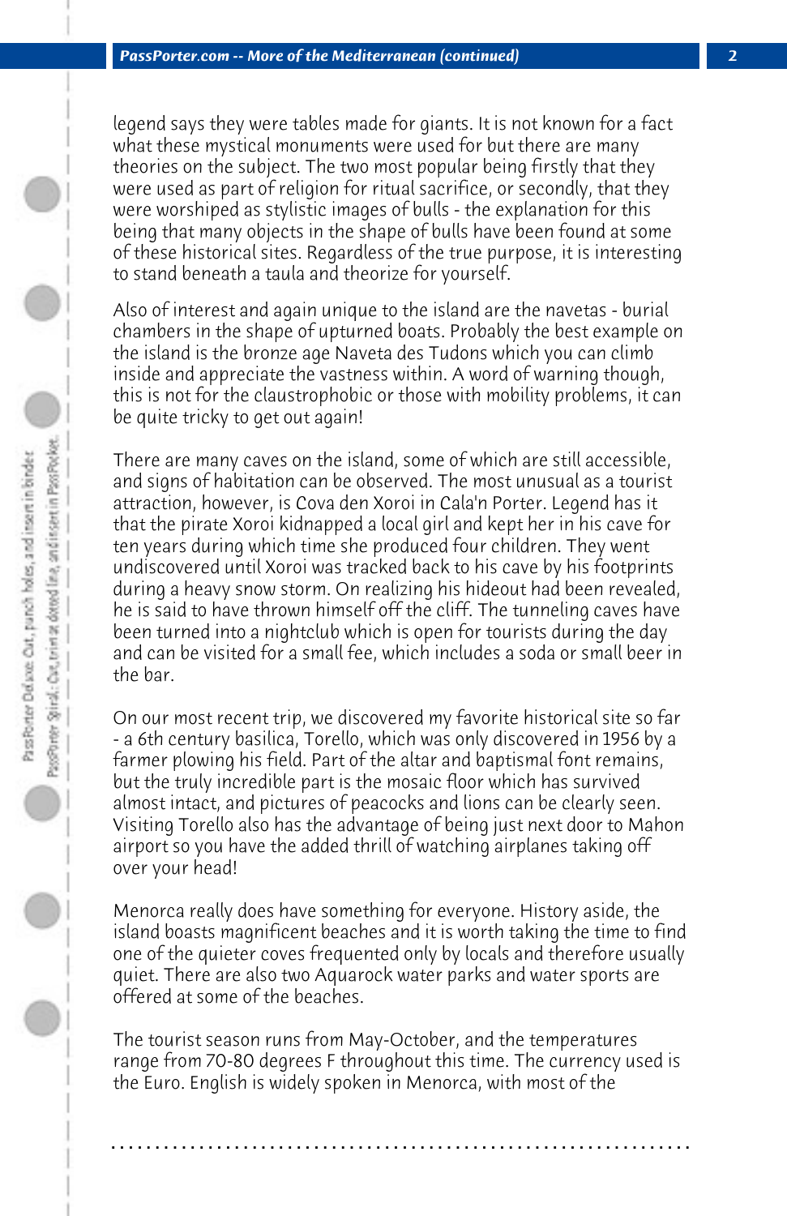legend says they were tables made for giants. It is not known for a fact what these mystical monuments were used for but there are many theories on the subject. The two most popular being firstly that they were used as part of religion for ritual sacrifice, or secondly, that they were worshiped as stylistic images of bulls - the explanation for this being that many objects in the shape of bulls have been found at some of these historical sites. Regardless of the true purpose, it is interesting to stand beneath a taula and theorize for yourself.

Also of interest and again unique to the island are the navetas - burial chambers in the shape of upturned boats. Probably the best example on the island is the bronze age Naveta des Tudons which you can climb inside and appreciate the vastness within. A word of warning though, this is not for the claustrophobic or those with mobility problems, it can be quite tricky to get out again!

There are many caves on the island, some of which are still accessible, and signs of habitation can be observed. The most unusual as a tourist attraction, however, is Cova den Xoroi in Cala'n Porter. Legend has it that the pirate Xoroi kidnapped a local girl and kept her in his cave for ten years during which time she produced four children. They went undiscovered until Xoroi was tracked back to his cave by his footprints during a heavy snow storm. On realizing his hideout had been revealed, he is said to have thrown himself off the cliff. The tunneling caves have been turned into a nightclub which is open for tourists during the day and can be visited for a small fee, which includes a soda or small beer in the bar.

On our most recent trip, we discovered my favorite historical site so far - a 6th century basilica, Torello, which was only discovered in 1956 by a farmer plowing his field. Part of the altar and baptismal font remains, but the truly incredible part is the mosaic floor which has survived almost intact, and pictures of peacocks and lions can be clearly seen. Visiting Torello also has the advantage of being just next door to Mahon airport so you have the added thrill of watching airplanes taking off over your head!

Menorca really does have something for everyone. History aside, the island boasts magnificent beaches and it is worth taking the time to find one of the quieter coves frequented only by locals and therefore usually quiet. There are also two Aquarock water parks and water sports are offered at some of the beaches.

The tourist season runs from May-October, and the temperatures range from 70-80 degrees F throughout this time. The currency used is the Euro. English is widely spoken in Menorca, with most of the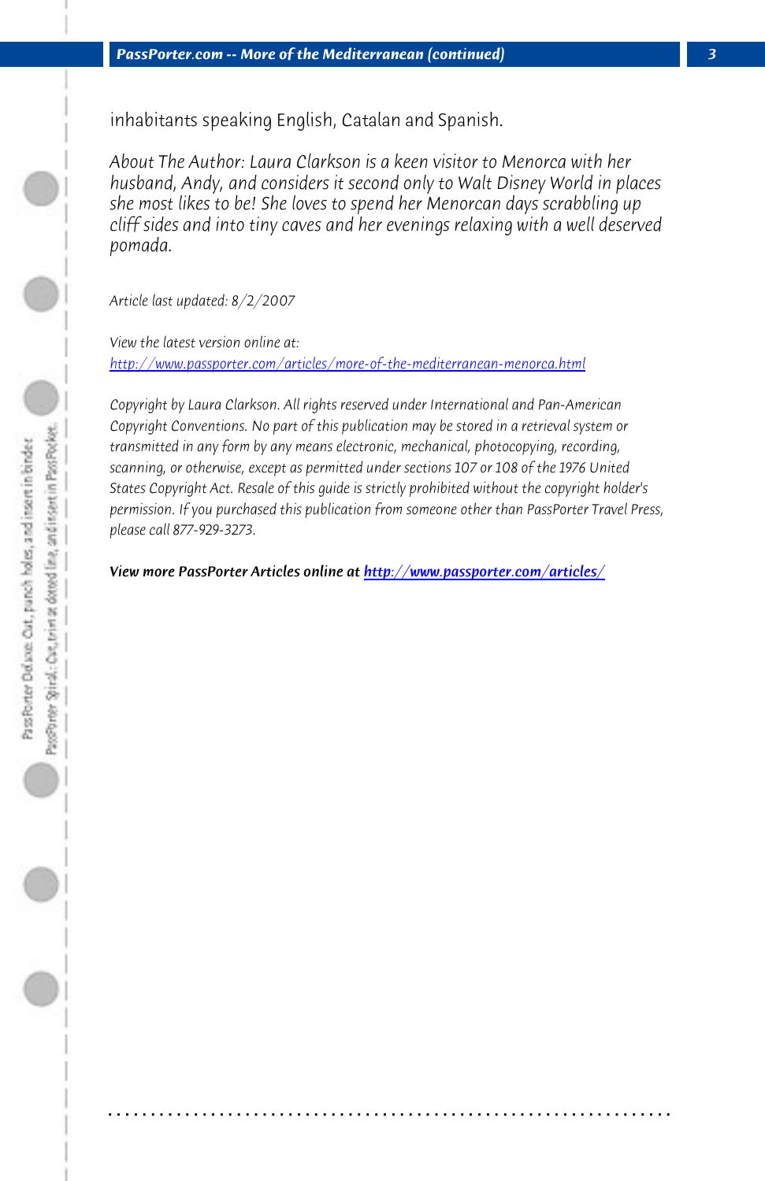inhabitants speaking English, Catalan and Spanish.

*About The Author: Laura Clarkson is a keen visitor to Menorca with her husband, Andy, and considers it second only to Walt Disney World in places she most likes to be! She loves to spend her Menorcan days scrabbling up cliff sides and into tiny caves and her evenings relaxing with a well deserved pomada.*

*Article last updated: 8/2/2007*

*View the latest version online at:*
*http://www.passporter.com/articles/more-of-the-mediterranean-menorca.html*

*Copyright by Laura Clarkson. All rights reserved under International and Pan-American Copyright Conventions. No part of this publication may be stored in a retrieval system or transmitted in any form by any means electronic, mechanical, photocopying, recording, scanning, or otherwise, except as permitted under sections 107 or 108 of the 1976 United States Copyright Act. Resale of this guide is strictly prohibited without the copyright holder's permission. If you purchased this publication from someone other than PassPorter Travel Press, please call 877-929-3273.*

***View more PassPorter Articles online at http://www.passporter.com/articles/***